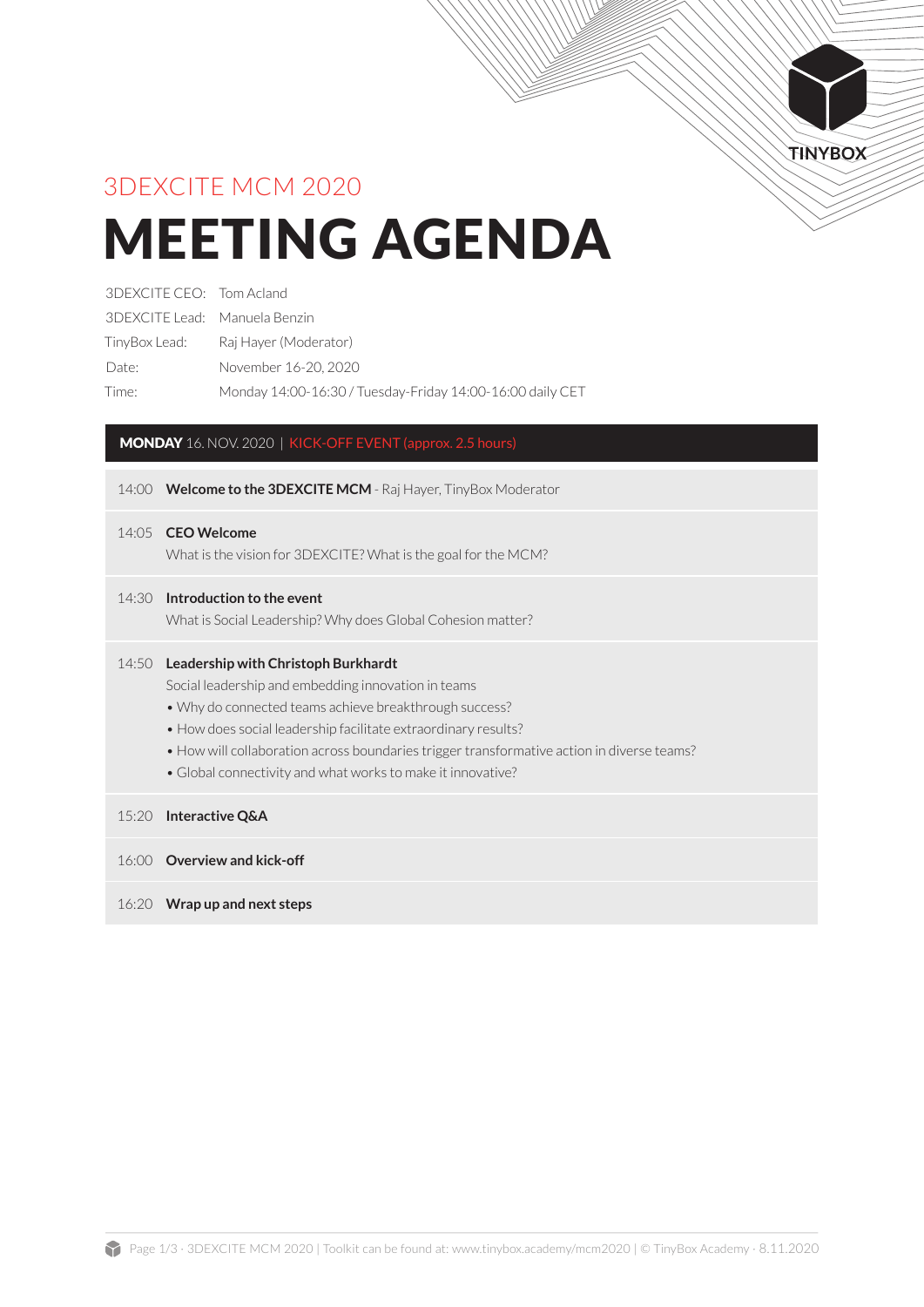TINYBOX

## 3DEXCITE MCM 2020

# MEETING AGENDA

| | |
|---|---|
| 3DEXCITE CEO: | Tom Acland |
| 3DEXCITE Lead: | Manuela Benzin |
| TinyBox Lead: | Raj Hayer (Moderator) |
| Date: | November 16-20, 2020 |
| Time: | Monday 14:00-16:30 / Tuesday-Friday 14:00-16:00 daily CET |

### **MONDAY** 16. NOV. 2020 | KICK-OFF EVENT (approx. 2.5 hours)

14:00 **Welcome to the 3DEXCITE MCM** - Raj Hayer, TinyBox Moderator

14:05 **CEO Welcome**
What is the vision for 3DEXCITE? What is the goal for the MCM?

14:30 **Introduction to the event**
What is Social Leadership? Why does Global Cohesion matter?

14:50 **Leadership with Christoph Burkhardt**
Social leadership and embedding innovation in teams

- Why do connected teams achieve breakthrough success?
- How does social leadership facilitate extraordinary results?
- How will collaboration across boundaries trigger transformative action in diverse teams?
- Global connectivity and what works to make it innovative?

15:20 **Interactive Q&A**

16:00 **Overview and kick-off**

16:20 **Wrap up and next steps**

Page 1/3 · 3DEXCITE MCM 2020 | Toolkit can be found at: www.tinybox.academy/mcm2020 | © TinyBox Academy · 8.11.2020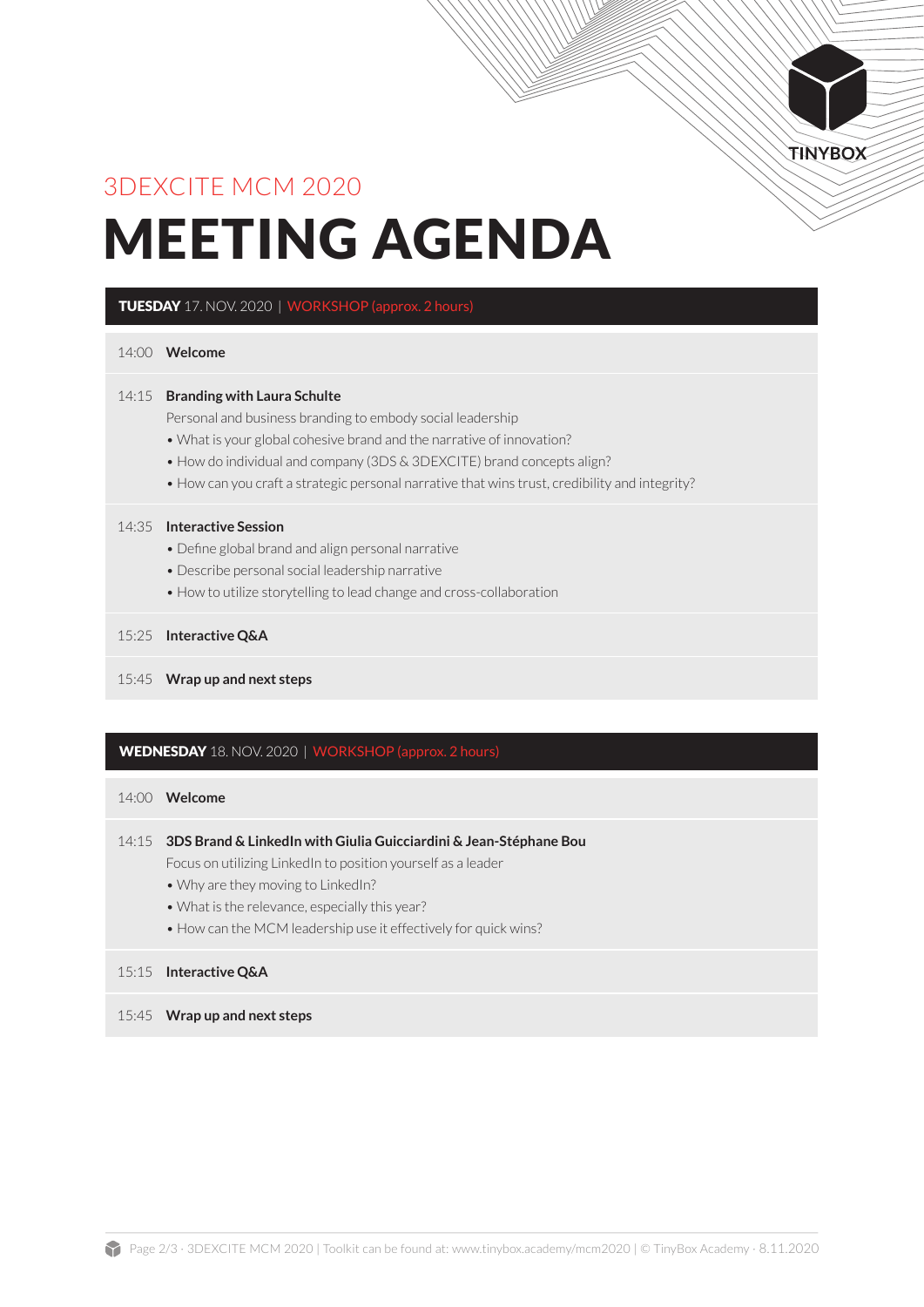TINYBOX

3DEXCITE MCM 2020

# MEETING AGENDA

## TUESDAY 17. NOV. 2020 | WORKSHOP (approx. 2 hours)

14:00 **Welcome**

14:15 **Branding with Laura Schulte**

Personal and business branding to embody social leadership

- What is your global cohesive brand and the narrative of innovation?
- How do individual and company (3DS & 3DEXCITE) brand concepts align?
- How can you craft a strategic personal narrative that wins trust, credibility and integrity?

14:35 **Interactive Session**

- Define global brand and align personal narrative
- Describe personal social leadership narrative
- How to utilize storytelling to lead change and cross-collaboration

15:25 **Interactive Q&A**

15:45 **Wrap up and next steps**

## WEDNESDAY 18. NOV. 2020 | WORKSHOP (approx. 2 hours)

14:00 **Welcome**

14:15 **3DS Brand & LinkedIn with Giulia Guicciardini & Jean-Stéphane Bou**

Focus on utilizing LinkedIn to position yourself as a leader

- Why are they moving to LinkedIn?
- What is the relevance, especially this year?
- How can the MCM leadership use it effectively for quick wins?

15:15 **Interactive Q&A**

15:45 **Wrap up and next steps**

Toolkit can be found at: www.tinybox.academy/mcm2020 | © TinyBox Academy · 8.11.2020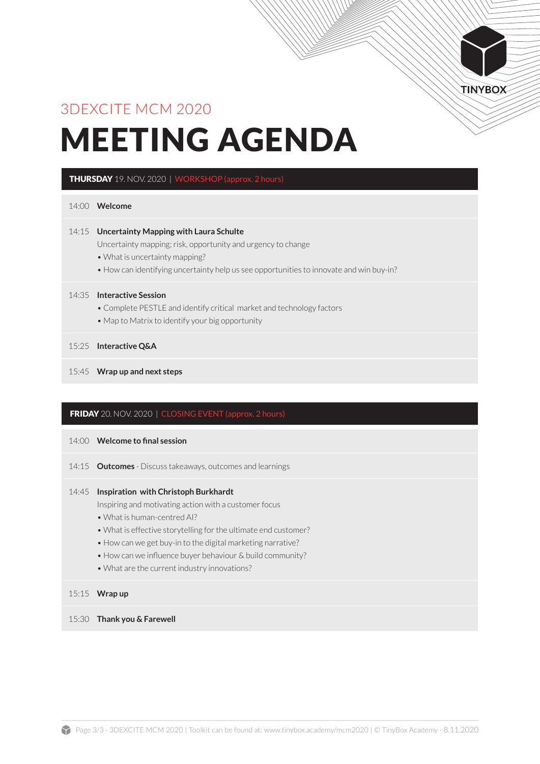TINYBOX

3DEXCITE MCM 2020

# MEETING AGENDA

## **THURSDAY** 19. NOV. 2020 | WORKSHOP (approx. 2 hours)

14:00 **Welcome**

14:15 **Uncertainty Mapping with Laura Schulte**

Uncertainty mapping; risk, opportunity and urgency to change

- What is uncertainty mapping?
- How can identifying uncertainty help us see opportunities to innovate and win buy-in?

14:35 **Interactive Session**

- Complete PESTLE and identify critical market and technology factors
- Map to Matrix to identify your big opportunity

15:25 **Interactive Q&A**

15:45 **Wrap up and next steps**

## **FRIDAY** 20. NOV. 2020 | CLOSING EVENT (approx. 2 hours)

14:00 **Welcome to final session**

14:15 **Outcomes** - Discuss takeaways, outcomes and learnings

14:45 **Inspiration with Christoph Burkhardt**

Inspiring and motivating action with a customer focus

- What is human-centred AI?
- What is effective storytelling for the ultimate end customer?
- How can we get buy-in to the digital marketing narrative?
- How can we influence buyer behaviour & build community?
- What are the current industry innovations?

15:15 **Wrap up**

15:30 **Thank you & Farewell**